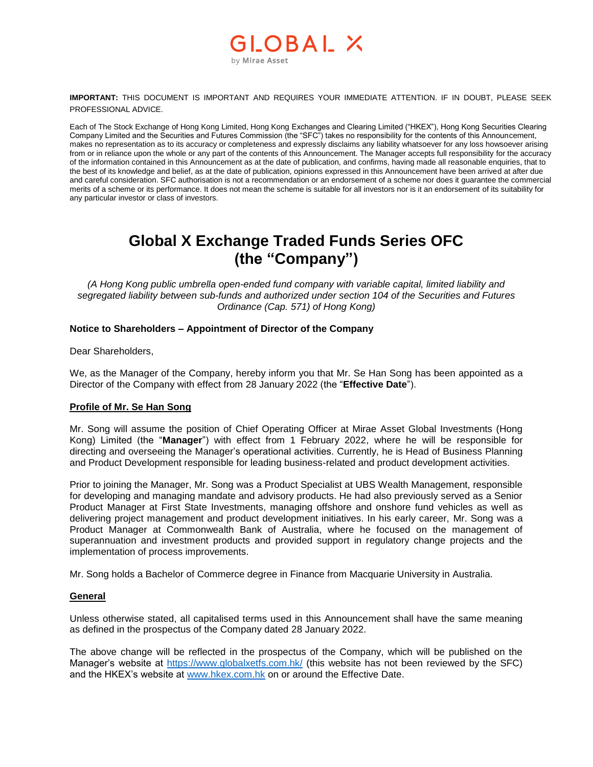GLOBAL X
by Mirae Asset

**IMPORTANT:** THIS DOCUMENT IS IMPORTANT AND REQUIRES YOUR IMMEDIATE ATTENTION. IF IN DOUBT, PLEASE SEEK PROFESSIONAL ADVICE.

Each of The Stock Exchange of Hong Kong Limited, Hong Kong Exchanges and Clearing Limited ("HKEX"), Hong Kong Securities Clearing Company Limited and the Securities and Futures Commission (the "SFC") takes no responsibility for the contents of this Announcement, makes no representation as to its accuracy or completeness and expressly disclaims any liability whatsoever for any loss howsoever arising from or in reliance upon the whole or any part of the contents of this Announcement. The Manager accepts full responsibility for the accuracy of the information contained in this Announcement as at the date of publication, and confirms, having made all reasonable enquiries, that to the best of its knowledge and belief, as at the date of publication, opinions expressed in this Announcement have been arrived at after due and careful consideration. SFC authorisation is not a recommendation or an endorsement of a scheme nor does it guarantee the commercial merits of a scheme or its performance. It does not mean the scheme is suitable for all investors nor is it an endorsement of its suitability for any particular investor or class of investors.

# Global X Exchange Traded Funds Series OFC (the "Company")

*(A Hong Kong public umbrella open-ended fund company with variable capital, limited liability and segregated liability between sub-funds and authorized under section 104 of the Securities and Futures Ordinance (Cap. 571) of Hong Kong)*

**Notice to Shareholders – Appointment of Director of the Company**

Dear Shareholders,

We, as the Manager of the Company, hereby inform you that Mr. Se Han Song has been appointed as a Director of the Company with effect from 28 January 2022 (the "**Effective Date**").

**Profile of Mr. Se Han Song**

Mr. Song will assume the position of Chief Operating Officer at Mirae Asset Global Investments (Hong Kong) Limited (the "**Manager**") with effect from 1 February 2022, where he will be responsible for directing and overseeing the Manager's operational activities. Currently, he is Head of Business Planning and Product Development responsible for leading business-related and product development activities.

Prior to joining the Manager, Mr. Song was a Product Specialist at UBS Wealth Management, responsible for developing and managing mandate and advisory products. He had also previously served as a Senior Product Manager at First State Investments, managing offshore and onshore fund vehicles as well as delivering project management and product development initiatives. In his early career, Mr. Song was a Product Manager at Commonwealth Bank of Australia, where he focused on the management of superannuation and investment products and provided support in regulatory change projects and the implementation of process improvements.

Mr. Song holds a Bachelor of Commerce degree in Finance from Macquarie University in Australia.

**General**

Unless otherwise stated, all capitalised terms used in this Announcement shall have the same meaning as defined in the prospectus of the Company dated 28 January 2022.

The above change will be reflected in the prospectus of the Company, which will be published on the Manager's website at https://www.globalxetfs.com.hk/ (this website has not been reviewed by the SFC) and the HKEX's website at www.hkex.com.hk on or around the Effective Date.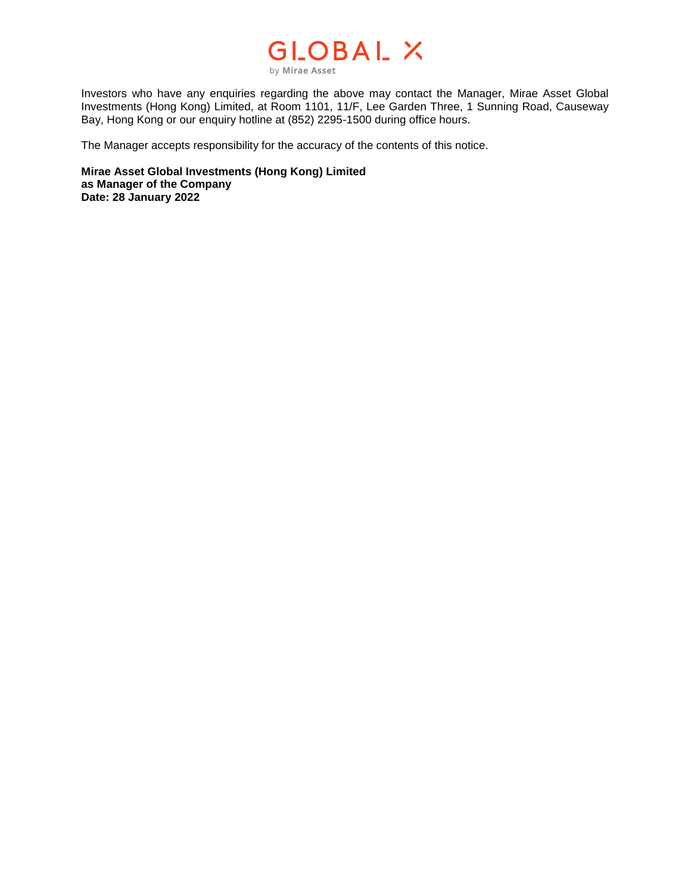Investors who have any enquiries regarding the above may contact the Manager, Mirae Asset Global Investments (Hong Kong) Limited, at Room 1101, 11/F, Lee Garden Three, 1 Sunning Road, Causeway Bay, Hong Kong or our enquiry hotline at (852) 2295-1500 during office hours.

The Manager accepts responsibility for the accuracy of the contents of this notice.

**Mirae Asset Global Investments (Hong Kong) Limited**
**as Manager of the Company**
**Date: 28 January 2022**